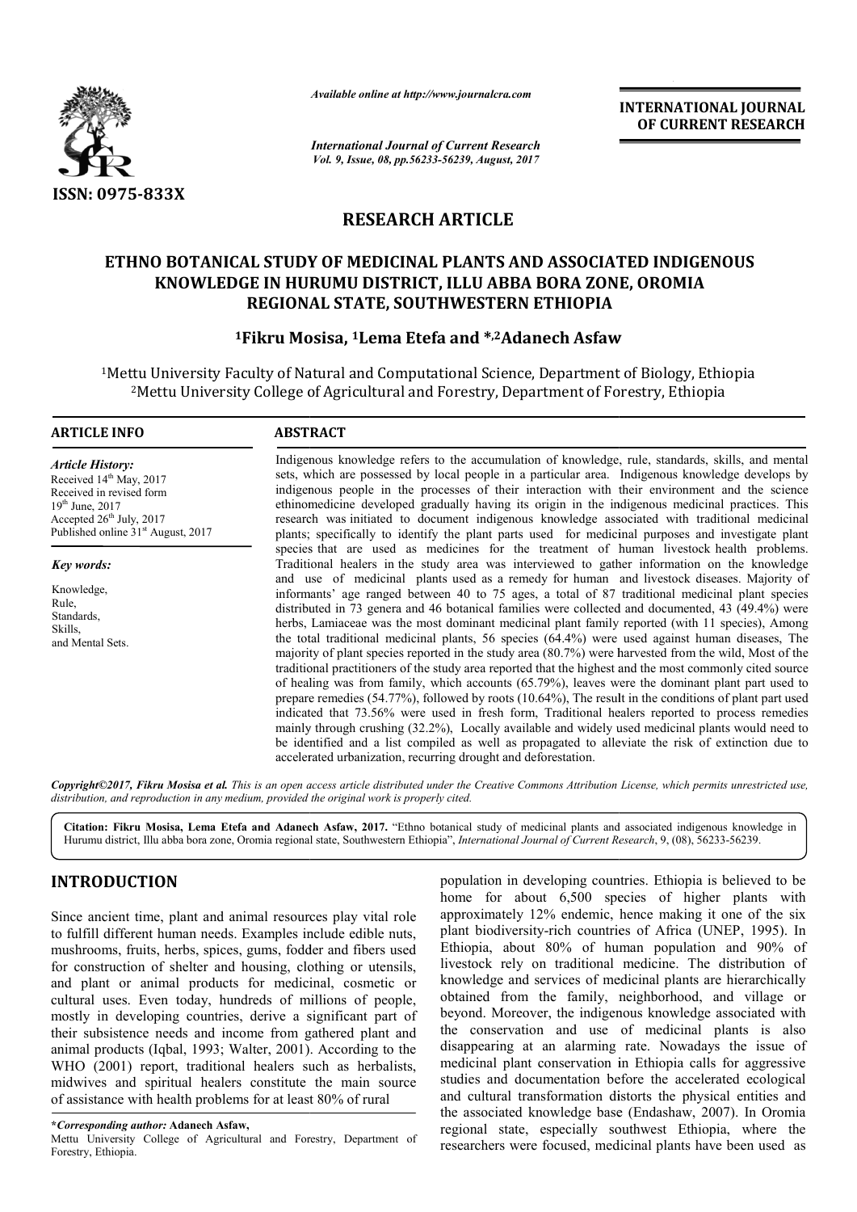*Available online at http://www.journalcra.com*

*International Journal of Current Research*
*Vol. 9, Issue, 08, pp.56233-56239, August, 2017*

**INTERNATIONAL JOURNAL OF CURRENT RESEARCH**

ISSN: 0975-833X

# RESEARCH ARTICLE

# ETHNO BOTANICAL STUDY OF MEDICINAL PLANTS AND ASSOCIATED INDIGENOUS KNOWLEDGE IN HURUMU DISTRICT, ILLU ABBA BORA ZONE, OROMIA REGIONAL STATE, SOUTHWESTERN ETHIOPIA

**[1]Fikru Mosisa, [1]Lema Etefa and *,[2]Adanech Asfaw**

[1]Mettu University Faculty of Natural and Computational Science, Department of Biology, Ethiopia
[2]Mettu University College of Agricultural and Forestry, Department of Forestry, Ethiopia

## ARTICLE INFO

*Article History:*
Received 14th May, 2017
Received in revised form
19th June, 2017
Accepted 26th July, 2017
Published online 31st August, 2017

*Key words:*
Knowledge,
Rule,
Standards,
Skills,
and Mental Sets.

## ABSTRACT

Indigenous knowledge refers to the accumulation of knowledge, rule, standards, skills, and mental sets, which are possessed by local people in a particular area. Indigenous knowledge develops by indigenous people in the processes of their interaction with their environment and the science ethinomedicine developed gradually having its origin in the indigenous medicinal practices. This research was initiated to document indigenous knowledge associated with traditional medicinal plants; specifically to identify the plant parts used for medicinal purposes and investigate plant species that are used as medicines for the treatment of human livestock health problems. Traditional healers in the study area was interviewed to gather information on the knowledge and use of medicinal plants used as a remedy for human and livestock diseases. Majority of informants' age ranged between 40 to 75 ages, a total of 87 traditional medicinal plant species distributed in 73 genera and 46 botanical families were collected and documented, 43 (49.4%) were herbs, Lamiaceae was the most dominant medicinal plant family reported (with 11 species), Among the total traditional medicinal plants, 56 species (64.4%) were used against human diseases, The majority of plant species reported in the study area (80.7%) were harvested from the wild, Most of the traditional practitioners of the study area reported that the highest and the most commonly cited source of healing was from family, which accounts (65.79%), leaves were the dominant plant part used to prepare remedies (54.77%), followed by roots (10.64%), The result in the conditions of plant part used indicated that 73.56% were used in fresh form, Traditional healers reported to process remedies mainly through crushing (32.2%), Locally available and widely used medicinal plants would need to be identified and a list compiled as well as propagated to alleviate the risk of extinction due to accelerated urbanization, recurring drought and deforestation.

*Copyright©2017, Fikru Mosisa et al. This is an open access article distributed under the Creative Commons Attribution License, which permits unrestricted use, distribution, and reproduction in any medium, provided the original work is properly cited.*

**Citation: Fikru Mosisa, Lema Etefa and Adanech Asfaw, 2017.** "Ethno botanical study of medicinal plants and associated indigenous knowledge in Hurumu district, Illu abba bora zone, Oromia regional state, Southwestern Ethiopia", *International Journal of Current Research*, 9, (08), 56233-56239.

## INTRODUCTION

Since ancient time, plant and animal resources play vital role to fulfill different human needs. Examples include edible nuts, mushrooms, fruits, herbs, spices, gums, fodder and fibers used for construction of shelter and housing, clothing or utensils, and plant or animal products for medicinal, cosmetic or cultural uses. Even today, hundreds of millions of people, mostly in developing countries, derive a significant part of their subsistence needs and income from gathered plant and animal products (Iqbal, 1993; Walter, 2001). According to the WHO (2001) report, traditional healers such as herbalists, midwives and spiritual healers constitute the main source of assistance with health problems for at least 80% of rural population in developing countries. Ethiopia is believed to be home for about 6,500 species of higher plants with approximately 12% endemic, hence making it one of the six plant biodiversity-rich countries of Africa (UNEP, 1995). In Ethiopia, about 80% of human population and 90% of livestock rely on traditional medicine. The distribution of knowledge and services of medicinal plants are hierarchically obtained from the family, neighborhood, and village or beyond. Moreover, the indigenous knowledge associated with the conservation and use of medicinal plants is also disappearing at an alarming rate. Nowadays the issue of medicinal plant conservation in Ethiopia calls for aggressive studies and documentation before the accelerated ecological and cultural transformation distorts the physical entities and the associated knowledge base (Endashaw, 2007). In Oromia regional state, especially southwest Ethiopia, where the researchers were focused, medicinal plants have been used as

**\*Corresponding author: Adanech Asfaw,**
Mettu University College of Agricultural and Forestry, Department of Forestry, Ethiopia.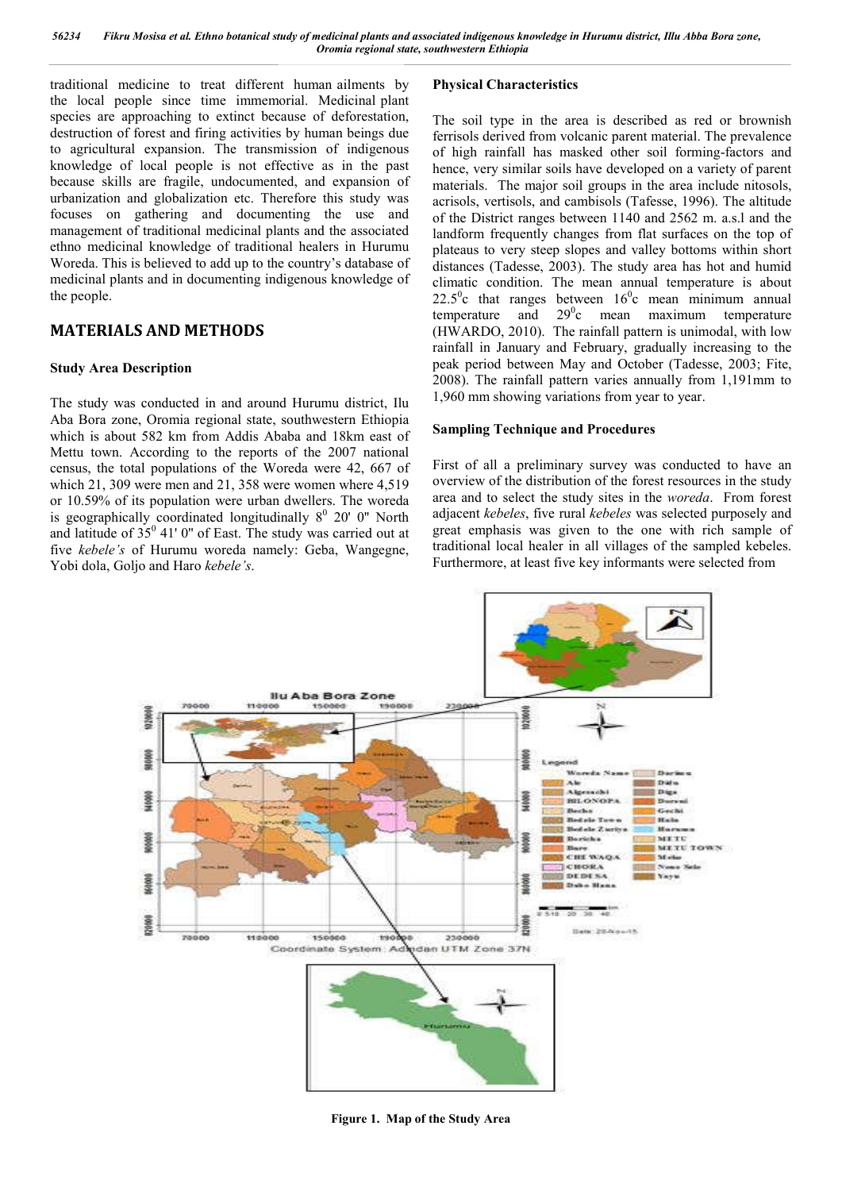traditional medicine to treat different human ailments by the local people since time immemorial. Medicinal plant species are approaching to extinct because of deforestation, destruction of forest and firing activities by human beings due to agricultural expansion. The transmission of indigenous knowledge of local people is not effective as in the past because skills are fragile, undocumented, and expansion of urbanization and globalization etc. Therefore this study was focuses on gathering and documenting the use and management of traditional medicinal plants and the associated ethno medicinal knowledge of traditional healers in Hurumu Woreda. This is believed to add up to the country's database of medicinal plants and in documenting indigenous knowledge of the people.

## MATERIALS AND METHODS

### Study Area Description

The study was conducted in and around Hurumu district, Ilu Aba Bora zone, Oromia regional state, southwestern Ethiopia which is about 582 km from Addis Ababa and 18km east of Mettu town. According to the reports of the 2007 national census, the total populations of the Woreda were 42, 667 of which 21, 309 were men and 21, 358 were women where 4,519 or 10.59% of its population were urban dwellers. The woreda is geographically coordinated longitudinally $8^0$ 20' 0" North and latitude of $35^0$ 41' 0" of East. The study was carried out at five *kebele's* of Hurumu woreda namely: Geba, Wangegne, Yobi dola, Goljo and Haro *kebele's*.

### Physical Characteristics

The soil type in the area is described as red or brownish ferrisols derived from volcanic parent material. The prevalence of high rainfall has masked other soil forming-factors and hence, very similar soils have developed on a variety of parent materials. The major soil groups in the area include nitosols, acrisols, vertisols, and cambisols (Tafesse, 1996). The altitude of the District ranges between 1140 and 2562 m. a.s.l and the landform frequently changes from flat surfaces on the top of plateaus to very steep slopes and valley bottoms within short distances (Tadesse, 2003). The study area has hot and humid climatic condition. The mean annual temperature is about $22.5^0$c that ranges between $16^0$c mean minimum annual temperature and $29^0$c mean maximum temperature (HWARDO, 2010). The rainfall pattern is unimodal, with low rainfall in January and February, gradually increasing to the peak period between May and October (Tadesse, 2003; Fite, 2008). The rainfall pattern varies annually from 1,191mm to 1,960 mm showing variations from year to year.

### Sampling Technique and Procedures

First of all a preliminary survey was conducted to have an overview of the distribution of the forest resources in the study area and to select the study sites in the *woreda*. From forest adjacent *kebeles*, five rural *kebeles* was selected purposely and great emphasis was given to the one with rich sample of traditional local healer in all villages of the sampled kebeles. Furthermore, at least five key informants were selected from

**Figure 1. Map of the Study Area**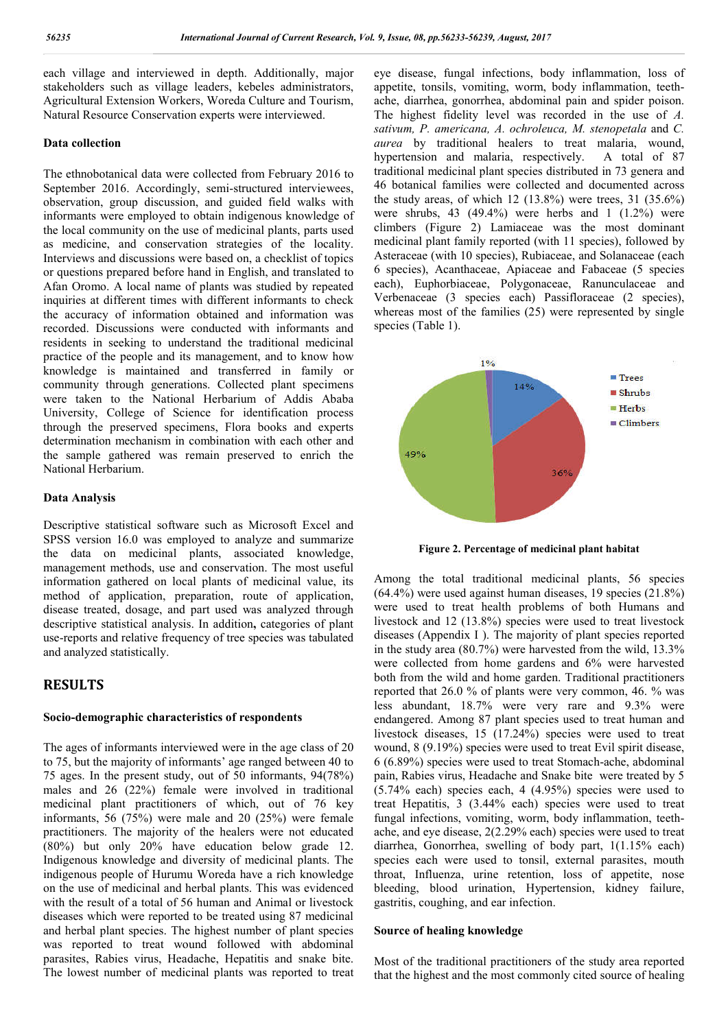each village and interviewed in depth. Additionally, major stakeholders such as village leaders, kebeles administrators, Agricultural Extension Workers, Woreda Culture and Tourism, Natural Resource Conservation experts were interviewed.

### Data collection

The ethnobotanical data were collected from February 2016 to September 2016. Accordingly, semi-structured interviewees, observation, group discussion, and guided field walks with informants were employed to obtain indigenous knowledge of the local community on the use of medicinal plants, parts used as medicine, and conservation strategies of the locality. Interviews and discussions were based on, a checklist of topics or questions prepared before hand in English, and translated to Afan Oromo. A local name of plants was studied by repeated inquiries at different times with different informants to check the accuracy of information obtained and information was recorded. Discussions were conducted with informants and residents in seeking to understand the traditional medicinal practice of the people and its management, and to know how knowledge is maintained and transferred in family or community through generations. Collected plant specimens were taken to the National Herbarium of Addis Ababa University, College of Science for identification process through the preserved specimens, Flora books and experts determination mechanism in combination with each other and the sample gathered was remain preserved to enrich the National Herbarium.

### Data Analysis

Descriptive statistical software such as Microsoft Excel and SPSS version 16.0 was employed to analyze and summarize the data on medicinal plants, associated knowledge, management methods, use and conservation. The most useful information gathered on local plants of medicinal value, its method of application, preparation, route of application, disease treated, dosage, and part used was analyzed through descriptive statistical analysis. In addition**,** categories of plant use-reports and relative frequency of tree species was tabulated and analyzed statistically.

## RESULTS

### Socio-demographic characteristics of respondents

The ages of informants interviewed were in the age class of 20 to 75, but the majority of informants' age ranged between 40 to 75 ages. In the present study, out of 50 informants, 94(78%) males and 26 (22%) female were involved in traditional medicinal plant practitioners of which, out of 76 key informants, 56 (75%) were male and 20 (25%) were female practitioners. The majority of the healers were not educated (80%) but only 20% have education below grade 12. Indigenous knowledge and diversity of medicinal plants. The indigenous people of Hurumu Woreda have a rich knowledge on the use of medicinal and herbal plants. This was evidenced with the result of a total of 56 human and Animal or livestock diseases which were reported to be treated using 87 medicinal and herbal plant species. The highest number of plant species was reported to treat wound followed with abdominal parasites, Rabies virus, Headache, Hepatitis and snake bite. The lowest number of medicinal plants was reported to treat eye disease, fungal infections, body inflammation, loss of appetite, tonsils, vomiting, worm, body inflammation, teeth-ache, diarrhea, gonorrhea, abdominal pain and spider poison. The highest fidelity level was recorded in the use of *A. sativum, P. americana, A. ochroleuca, M. stenopetala* and *C. aurea* by traditional healers to treat malaria, wound, hypertension and malaria, respectively. A total of 87 traditional medicinal plant species distributed in 73 genera and 46 botanical families were collected and documented across the study areas, of which 12 (13.8%) were trees, 31 (35.6%) were shrubs, 43 (49.4%) were herbs and 1 (1.2%) were climbers (Figure 2) Lamiaceae was the most dominant medicinal plant family reported (with 11 species), followed by Asteraceae (with 10 species), Rubiaceae, and Solanaceae (each 6 species), Acanthaceae, Apiaceae and Fabaceae (5 species each), Euphorbiaceae, Polygonaceae, Ranunculaceae and Verbenaceae (3 species each) Passifloraceae (2 species), whereas most of the families (25) were represented by single species (Table 1).

**Figure 2. Percentage of medicinal plant habitat**

Among the total traditional medicinal plants, 56 species (64.4%) were used against human diseases, 19 species (21.8%) were used to treat health problems of both Humans and livestock and 12 (13.8%) species were used to treat livestock diseases (Appendix I ). The majority of plant species reported in the study area (80.7%) were harvested from the wild, 13.3% were collected from home gardens and 6% were harvested both from the wild and home garden. Traditional practitioners reported that 26.0 % of plants were very common, 46. % was less abundant, 18.7% were very rare and 9.3% were endangered. Among 87 plant species used to treat human and livestock diseases, 15 (17.24%) species were used to treat wound, 8 (9.19%) species were used to treat Evil spirit disease, 6 (6.89%) species were used to treat Stomach-ache, abdominal pain, Rabies virus, Headache and Snake bite were treated by 5 (5.74% each) species each, 4 (4.95%) species were used to treat Hepatitis, 3 (3.44% each) species were used to treat fungal infections, vomiting, worm, body inflammation, teeth-ache, and eye disease, 2(2.29% each) species were used to treat diarrhea, Gonorrhea, swelling of body part, 1(1.15% each) species each were used to tonsil, external parasites, mouth throat, Influenza, urine retention, loss of appetite, nose bleeding, blood urination, Hypertension, kidney failure, gastritis, coughing, and ear infection.

### Source of healing knowledge

Most of the traditional practitioners of the study area reported that the highest and the most commonly cited source of healing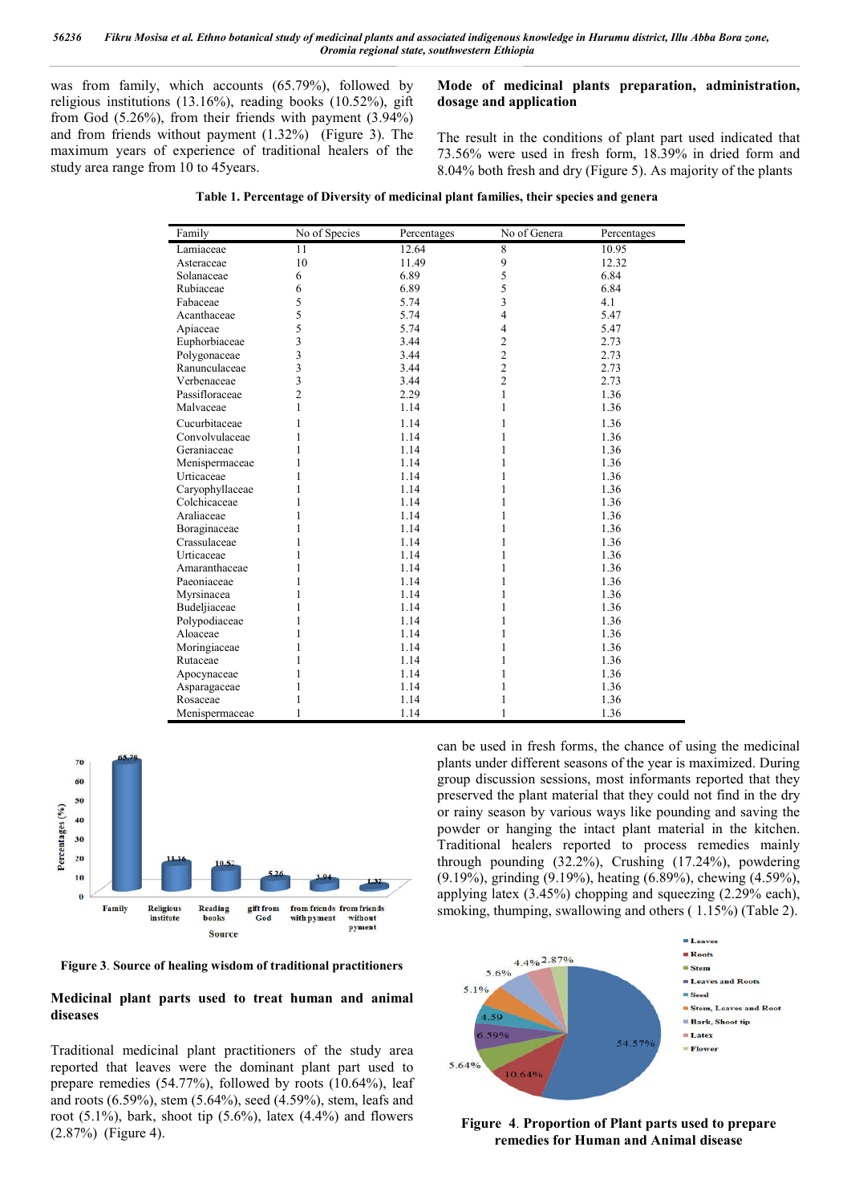was from family, which accounts (65.79%), followed by religious institutions (13.16%), reading books (10.52%), gift from God (5.26%), from their friends with payment (3.94%) and from friends without payment (1.32%) (Figure 3). The maximum years of experience of traditional healers of the study area range from 10 to 45years.

**Table 1. Percentage of Diversity of medicinal plant families, their species and genera**

| Family | No of Species | Percentages | No of Genera | Percentages |
|---|---|---|---|---|
| Lamiaceae | 11 | 12.64 | 8 | 10.95 |
| Asteraceae | 10 | 11.49 | 9 | 12.32 |
| Solanaceae | 6 | 6.89 | 5 | 6.84 |
| Rubiaceae | 6 | 6.89 | 5 | 6.84 |
| Fabaceae | 5 | 5.74 | 3 | 4.1 |
| Acanthaceae | 5 | 5.74 | 4 | 5.47 |
| Apiaceae | 5 | 5.74 | 4 | 5.47 |
| Euphorbiaceae | 3 | 3.44 | 2 | 2.73 |
| Polygonaceae | 3 | 3.44 | 2 | 2.73 |
| Ranunculaceae | 3 | 3.44 | 2 | 2.73 |
| Verbenaceae | 3 | 3.44 | 2 | 2.73 |
| Passifloraceae | 2 | 2.29 | 1 | 1.36 |
| Malvaceae | 1 | 1.14 | 1 | 1.36 |
| Cucurbitaceae | 1 | 1.14 | 1 | 1.36 |
| Convolvulaceae | 1 | 1.14 | 1 | 1.36 |
| Geraniaceae | 1 | 1.14 | 1 | 1.36 |
| Menispermaceae | 1 | 1.14 | 1 | 1.36 |
| Urticaceae | 1 | 1.14 | 1 | 1.36 |
| Caryophyllaceae | 1 | 1.14 | 1 | 1.36 |
| Colchicaceae | 1 | 1.14 | 1 | 1.36 |
| Araliaceae | 1 | 1.14 | 1 | 1.36 |
| Boraginaceae | 1 | 1.14 | 1 | 1.36 |
| Crassulaceae | 1 | 1.14 | 1 | 1.36 |
| Urticaceae | 1 | 1.14 | 1 | 1.36 |
| Amaranthaceae | 1 | 1.14 | 1 | 1.36 |
| Paeoniaceae | 1 | 1.14 | 1 | 1.36 |
| Myrsinacea | 1 | 1.14 | 1 | 1.36 |
| Budeljiaceae | 1 | 1.14 | 1 | 1.36 |
| Polypodiaceae | 1 | 1.14 | 1 | 1.36 |
| Aloaceae | 1 | 1.14 | 1 | 1.36 |
| Moringiaceae | 1 | 1.14 | 1 | 1.36 |
| Rutaceae | 1 | 1.14 | 1 | 1.36 |
| Apocynaceae | 1 | 1.14 | 1 | 1.36 |
| Asparagaceae | 1 | 1.14 | 1 | 1.36 |
| Rosaceae | 1 | 1.14 | 1 | 1.36 |
| Menispermaceae | 1 | 1.14 | 1 | 1.36 |

**Figure 3**. **Source of healing wisdom of traditional practitioners**

## Medicinal plant parts used to treat human and animal diseases

Traditional medicinal plant practitioners of the study area reported that leaves were the dominant plant part used to prepare remedies (54.77%), followed by roots (10.64%), leaf and roots (6.59%), stem (5.64%), seed (4.59%), stem, leafs and root (5.1%), bark, shoot tip (5.6%), latex (4.4%) and flowers (2.87%) (Figure 4).

## Mode of medicinal plants preparation, administration, dosage and application

The result in the conditions of plant part used indicated that 73.56% were used in fresh form, 18.39% in dried form and 8.04% both fresh and dry (Figure 5). As majority of the plants can be used in fresh forms, the chance of using the medicinal plants under different seasons of the year is maximized. During group discussion sessions, most informants reported that they preserved the plant material that they could not find in the dry or rainy season by various ways like pounding and saving the powder or hanging the intact plant material in the kitchen. Traditional healers reported to process remedies mainly through pounding (32.2%), Crushing (17.24%), powdering (9.19%), grinding (9.19%), heating (6.89%), chewing (4.59%), applying latex (3.45%) chopping and squeezing (2.29% each), smoking, thumping, swallowing and others ( 1.15%) (Table 2).

**Figure 4**. **Proportion of Plant parts used to prepare remedies for Human and Animal disease**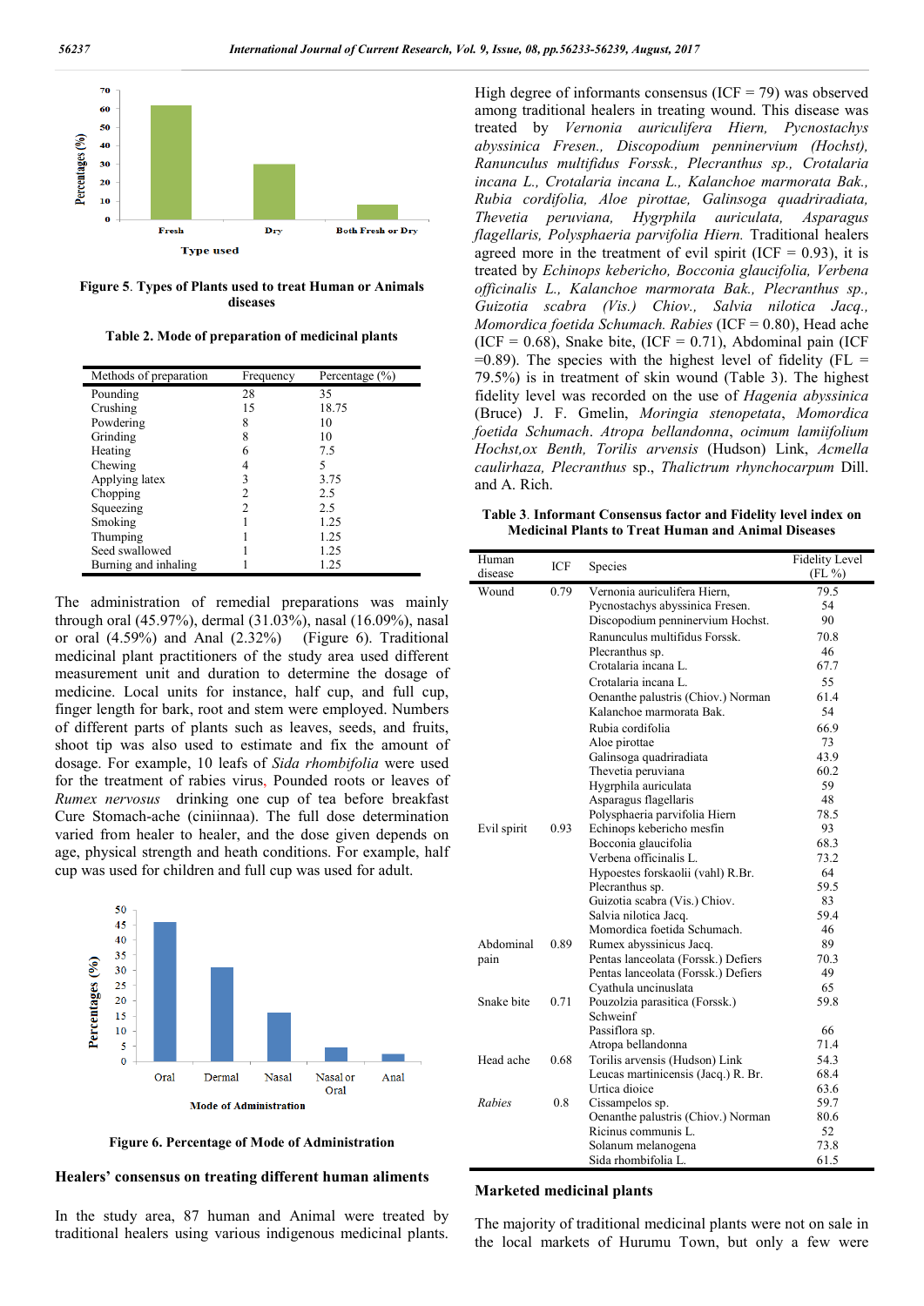Figure 5. Types of Plants used to treat Human or Animals diseases

Table 2. Mode of preparation of medicinal plants

| Methods of preparation | Frequency | Percentage (%) |
|---|---|---|
| Pounding | 28 | 35 |
| Crushing | 15 | 18.75 |
| Powdering | 8 | 10 |
| Grinding | 8 | 10 |
| Heating | 6 | 7.5 |
| Chewing | 4 | 5 |
| Applying latex | 3 | 3.75 |
| Chopping | 2 | 2.5 |
| Squeezing | 2 | 2.5 |
| Smoking | 1 | 1.25 |
| Thumping | 1 | 1.25 |
| Seed swallowed | 1 | 1.25 |
| Burning and inhaling | 1 | 1.25 |

The administration of remedial preparations was mainly through oral (45.97%), dermal (31.03%), nasal (16.09%), nasal or oral (4.59%) and Anal (2.32%) (Figure 6). Traditional medicinal plant practitioners of the study area used different measurement unit and duration to determine the dosage of medicine. Local units for instance, half cup, and full cup, finger length for bark, root and stem were employed. Numbers of different parts of plants such as leaves, seeds, and fruits, shoot tip was also used to estimate and fix the amount of dosage. For example, 10 leafs of *Sida rhombifolia* were used for the treatment of rabies virus, Pounded roots or leaves of *Rumex nervosus* drinking one cup of tea before breakfast Cure Stomach-ache (ciniinnaa). The full dose determination varied from healer to healer, and the dose given depends on age, physical strength and heath conditions. For example, half cup was used for children and full cup was used for adult.

Figure 6. Percentage of Mode of Administration

### Healers' consensus on treating different human aliments

In the study area, 87 human and Animal were treated by traditional healers using various indigenous medicinal plants. High degree of informants consensus (ICF = 79) was observed among traditional healers in treating wound. This disease was treated by *Vernonia auriculifera Hiern, Pycnostachys abyssinica Fresen., Discopodium penninervium (Hochst), Ranunculus multifidus Forssk., Plecranthus sp., Crotalaria incana L., Crotalaria incana L., Kalanchoe marmorata Bak., Rubia cordifolia, Aloe pirottae, Galinsoga quadriradiata, Thevetia peruviana, Hygrphila auriculata, Asparagus flagellaris, Polysphaeria parvifolia Hiern.* Traditional healers agreed more in the treatment of evil spirit (ICF = 0.93), it is treated by *Echinops kebericho, Bocconia glaucifolia, Verbena officinalis L., Kalanchoe marmorata Bak., Plecranthus sp., Guizotia scabra (Vis.) Chiov., Salvia nilotica Jacq., Momordica foetida Schumach. Rabies* (ICF = 0.80), Head ache (ICF = 0.68), Snake bite, (ICF = 0.71), Abdominal pain (ICF =0.89). The species with the highest level of fidelity (FL = 79.5%) is in treatment of skin wound (Table 3). The highest fidelity level was recorded on the use of *Hagenia abyssinica* (Bruce) J. F. Gmelin, *Moringia stenopetata*, *Momordica foetida Schumach*. *Atropa bellandonna*, *ocimum lamiifolium Hochst,ox Benth*, *Torilis arvensis* (Hudson) Link, *Acmella caulirhaza, Plecranthus* sp., *Thalictrum rhynchocarpum* Dill. and A. Rich.

Table 3. Informant Consensus factor and Fidelity level index on Medicinal Plants to Treat Human and Animal Diseases

| Human disease | ICF | Species | Fidelity Level (FL %) |
|---|---|---|---|
| Wound | 0.79 | Vernonia auriculifera Hiern, | 79.5 |
| | | Pycnostachys abyssinica Fresen. | 54 |
| | | Discopodium penninervium Hochst. | 90 |
| | | Ranunculus multifidus Forssk. | 70.8 |
| | | Plecranthus sp. | 46 |
| | | Crotalaria incana L. | 67.7 |
| | | Crotalaria incana L. | 55 |
| | | Oenanthe palustris (Chiov.) Norman | 61.4 |
| | | Kalanchoe marmorata Bak. | 54 |
| | | Rubia cordifolia | 66.9 |
| | | Aloe pirottae | 73 |
| | | Galinsoga quadriradiata | 43.9 |
| | | Thevetia peruviana | 60.2 |
| | | Hygrphila auriculata | 59 |
| | | Asparagus flagellaris | 48 |
| | | Polysphaeria parvifolia Hiern | 78.5 |
| Evil spirit | 0.93 | Echinops kebericho mesfin | 93 |
| | | Bocconia glaucifolia | 68.3 |
| | | Verbena officinalis L. | 73.2 |
| | | Hypoestes forskaolii (vahl) R.Br. | 64 |
| | | Plecranthus sp. | 59.5 |
| | | Guizotia scabra (Vis.) Chiov. | 83 |
| | | Salvia nilotica Jacq. | 59.4 |
| | | Momordica foetida Schumach. | 46 |
| Abdominal pain | 0.89 | Rumex abyssinicus Jacq. | 89 |
| | | Pentas lanceolata (Forssk.) Deflers | 70.3 |
| | | Pentas lanceolata (Forssk.) Deflers | 49 |
| | | Cyathula uncinuslata | 65 |
| Snake bite | 0.71 | Pouzolzia parasitica (Forssk.) Schweinf | 59.8 |
| | | Passiflora sp. | 66 |
| | | Atropa bellandonna | 71.4 |
| Head ache | 0.68 | Torilis arvensis (Hudson) Link | 54.3 |
| | | Leucas martinicensis (Jacq.) R. Br. | 68.4 |
| | | Urtica dioice | 63.6 |
| *Rabies* | 0.8 | Cissampelos sp. | 59.7 |
| | | Oenanthe palustris (Chiov.) Norman | 80.6 |
| | | Ricinus communis L. | 52 |
| | | Solanum melanogena | 73.8 |
| | | Sida rhombifolia L. | 61.5 |

### Marketed medicinal plants

The majority of traditional medicinal plants were not on sale in the local markets of Hurumu Town, but only a few were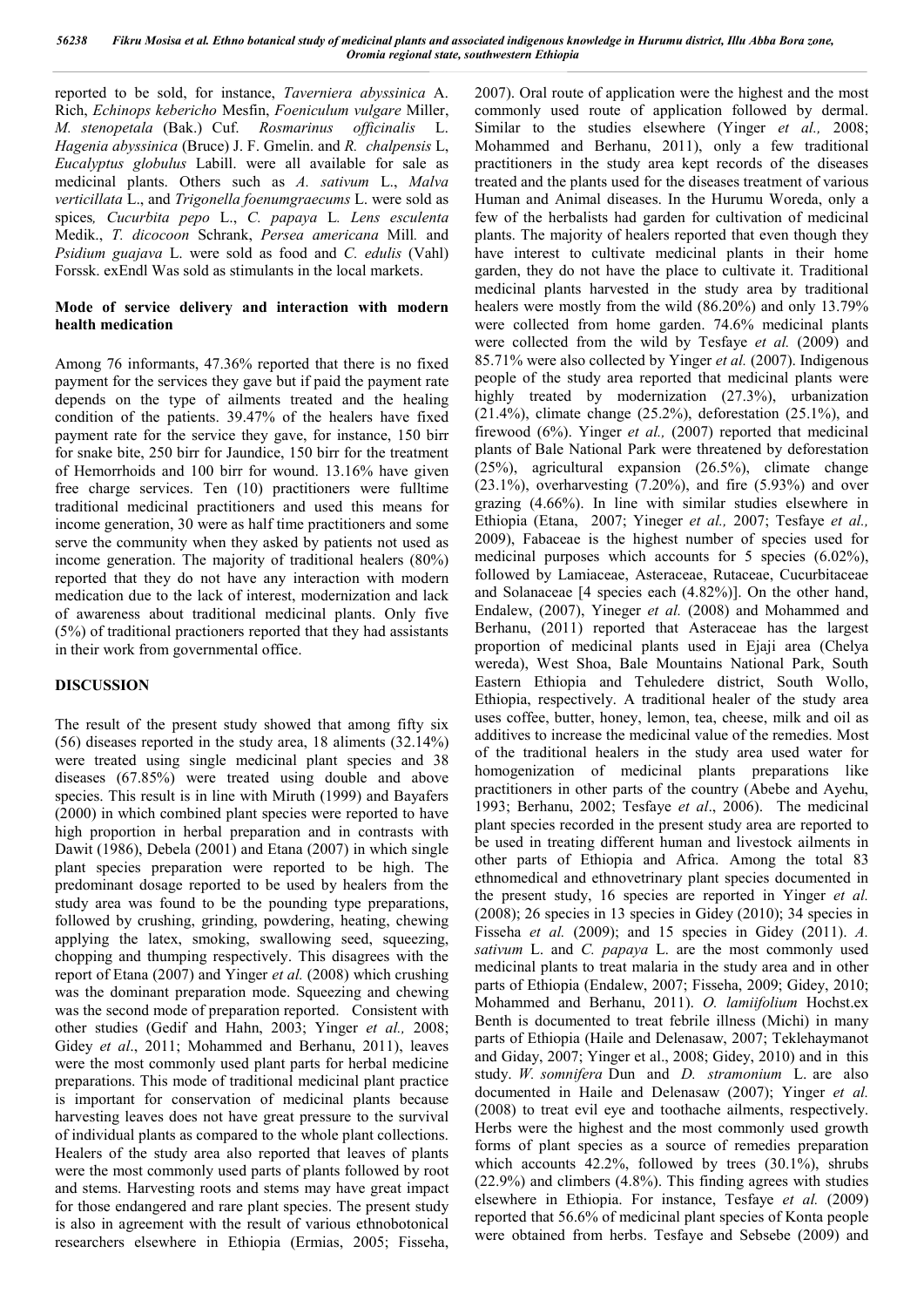reported to be sold, for instance, *Taverniera abyssinica* A. Rich, *Echinops kebericho* Mesfin, *Foeniculum vulgare* Miller, *M. stenopetala* (Bak.) Cuf. *Rosmarinus officinalis* L. *Hagenia abyssinica* (Bruce) J. F. Gmelin. and *R. chalpensis* L, *Eucalyptus globulus* Labill. were all available for sale as medicinal plants. Others such as *A. sativum* L., *Malva verticillata* L., and *Trigonella foenumgraecums* L. were sold as spices*, Cucurbita pepo* L., *C. papaya* L*. Lens esculenta* Medik., *T. dicocoon* Schrank, *Persea americana* Mill*.* and *Psidium guajava* L. were sold as food and *C. edulis* (Vahl) Forssk. exEndl Was sold as stimulants in the local markets.

### Mode of service delivery and interaction with modern health medication

Among 76 informants, 47.36% reported that there is no fixed payment for the services they gave but if paid the payment rate depends on the type of ailments treated and the healing condition of the patients. 39.47% of the healers have fixed payment rate for the service they gave, for instance, 150 birr for snake bite, 250 birr for Jaundice, 150 birr for the treatment of Hemorrhoids and 100 birr for wound. 13.16% have given free charge services. Ten (10) practitioners were fulltime traditional medicinal practitioners and used this means for income generation, 30 were as half time practitioners and some serve the community when they asked by patients not used as income generation. The majority of traditional healers (80%) reported that they do not have any interaction with modern medication due to the lack of interest, modernization and lack of awareness about traditional medicinal plants. Only five (5%) of traditional practioners reported that they had assistants in their work from governmental office.

## DISCUSSION

The result of the present study showed that among fifty six (56) diseases reported in the study area, 18 aliments (32.14%) were treated using single medicinal plant species and 38 diseases (67.85%) were treated using double and above species. This result is in line with Miruth (1999) and Bayafers (2000) in which combined plant species were reported to have high proportion in herbal preparation and in contrasts with Dawit (1986), Debela (2001) and Etana (2007) in which single plant species preparation were reported to be high. The predominant dosage reported to be used by healers from the study area was found to be the pounding type preparations, followed by crushing, grinding, powdering, heating, chewing applying the latex, smoking, swallowing seed, squeezing, chopping and thumping respectively. This disagrees with the report of Etana (2007) and Yinger *et al.* (2008) which crushing was the dominant preparation mode. Squeezing and chewing was the second mode of preparation reported. Consistent with other studies (Gedif and Hahn, 2003; Yinger *et al.,* 2008; Gidey *et al*., 2011; Mohammed and Berhanu, 2011), leaves were the most commonly used plant parts for herbal medicine preparations. This mode of traditional medicinal plant practice is important for conservation of medicinal plants because harvesting leaves does not have great pressure to the survival of individual plants as compared to the whole plant collections. Healers of the study area also reported that leaves of plants were the most commonly used parts of plants followed by root and stems. Harvesting roots and stems may have great impact for those endangered and rare plant species. The present study is also in agreement with the result of various ethnobotonical researchers elsewhere in Ethiopia (Ermias, 2005; Fisseha, 2007). Oral route of application were the highest and the most commonly used route of application followed by dermal. Similar to the studies elsewhere (Yinger *et al.,* 2008; Mohammed and Berhanu, 2011), only a few traditional practitioners in the study area kept records of the diseases treated and the plants used for the diseases treatment of various Human and Animal diseases. In the Hurumu Woreda, only a few of the herbalists had garden for cultivation of medicinal plants. The majority of healers reported that even though they have interest to cultivate medicinal plants in their home garden, they do not have the place to cultivate it. Traditional medicinal plants harvested in the study area by traditional healers were mostly from the wild (86.20%) and only 13.79% were collected from home garden. 74.6% medicinal plants were collected from the wild by Tesfaye *et al.* (2009) and 85.71% were also collected by Yinger *et al.* (2007). Indigenous people of the study area reported that medicinal plants were highly treated by modernization (27.3%), urbanization (21.4%), climate change (25.2%), deforestation (25.1%), and firewood (6%). Yinger *et al.,* (2007) reported that medicinal plants of Bale National Park were threatened by deforestation (25%), agricultural expansion (26.5%), climate change (23.1%), overharvesting (7.20%), and fire (5.93%) and over grazing (4.66%). In line with similar studies elsewhere in Ethiopia (Etana, 2007; Yineger *et al.,* 2007; Tesfaye *et al.,* 2009), Fabaceae is the highest number of species used for medicinal purposes which accounts for 5 species (6.02%), followed by Lamiaceae, Asteraceae, Rutaceae, Cucurbitaceae and Solanaceae [4 species each (4.82%)]. On the other hand, Endalew, (2007), Yineger *et al.* (2008) and Mohammed and Berhanu, (2011) reported that Asteraceae has the largest proportion of medicinal plants used in Ejaji area (Chelya wereda), West Shoa, Bale Mountains National Park, South Eastern Ethiopia and Tehuledere district, South Wollo, Ethiopia, respectively. A traditional healer of the study area uses coffee, butter, honey, lemon, tea, cheese, milk and oil as additives to increase the medicinal value of the remedies. Most of the traditional healers in the study area used water for homogenization of medicinal plants preparations like practitioners in other parts of the country (Abebe and Ayehu, 1993; Berhanu, 2002; Tesfaye *et al*., 2006). The medicinal plant species recorded in the present study area are reported to be used in treating different human and livestock ailments in other parts of Ethiopia and Africa. Among the total 83 ethnomedical and ethnovetrinary plant species documented in the present study, 16 species are reported in Yinger *et al.* (2008); 26 species in 13 species in Gidey (2010); 34 species in Fisseha *et al.* (2009); and 15 species in Gidey (2011). *A. sativum* L. and *C. papaya* L. are the most commonly used medicinal plants to treat malaria in the study area and in other parts of Ethiopia (Endalew, 2007; Fisseha, 2009; Gidey, 2010; Mohammed and Berhanu, 2011). *O. lamiifolium* Hochst.ex Benth is documented to treat febrile illness (Michi) in many parts of Ethiopia (Haile and Delenasaw, 2007; Teklehaymanot and Giday, 2007; Yinger et al., 2008; Gidey, 2010) and in this study. *W. somnifera* Dun and *D. stramonium* L. are also documented in Haile and Delenasaw (2007); Yinger *et al.* (2008) to treat evil eye and toothache ailments, respectively. Herbs were the highest and the most commonly used growth forms of plant species as a source of remedies preparation which accounts 42.2%, followed by trees (30.1%), shrubs (22.9%) and climbers (4.8%). This finding agrees with studies elsewhere in Ethiopia. For instance, Tesfaye *et al.* (2009) reported that 56.6% of medicinal plant species of Konta people were obtained from herbs. Tesfaye and Sebsebe (2009) and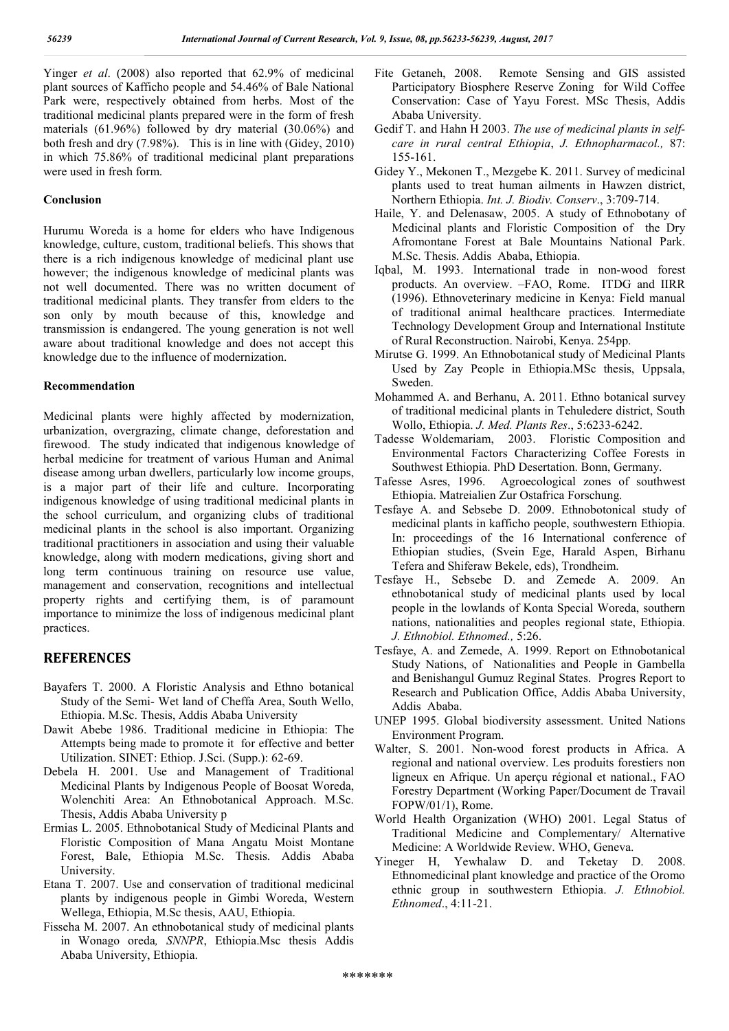Yinger *et al*. (2008) also reported that 62.9% of medicinal plant sources of Kafficho people and 54.46% of Bale National Park were, respectively obtained from herbs. Most of the traditional medicinal plants prepared were in the form of fresh materials (61.96%) followed by dry material (30.06%) and both fresh and dry (7.98%). This is in line with (Gidey, 2010) in which 75.86% of traditional medicinal plant preparations were used in fresh form.

### Conclusion

Hurumu Woreda is a home for elders who have Indigenous knowledge, culture, custom, traditional beliefs. This shows that there is a rich indigenous knowledge of medicinal plant use however; the indigenous knowledge of medicinal plants was not well documented. There was no written document of traditional medicinal plants. They transfer from elders to the son only by mouth because of this, knowledge and transmission is endangered. The young generation is not well aware about traditional knowledge and does not accept this knowledge due to the influence of modernization.

### Recommendation

Medicinal plants were highly affected by modernization, urbanization, overgrazing, climate change, deforestation and firewood. The study indicated that indigenous knowledge of herbal medicine for treatment of various Human and Animal disease among urban dwellers, particularly low income groups, is a major part of their life and culture. Incorporating indigenous knowledge of using traditional medicinal plants in the school curriculum, and organizing clubs of traditional medicinal plants in the school is also important. Organizing traditional practitioners in association and using their valuable knowledge, along with modern medications, giving short and long term continuous training on resource use value, management and conservation, recognitions and intellectual property rights and certifying them, is of paramount importance to minimize the loss of indigenous medicinal plant practices.

## REFERENCES

Bayafers T. 2000. A Floristic Analysis and Ethno botanical Study of the Semi- Wet land of Cheffa Area, South Wello, Ethiopia. M.Sc. Thesis, Addis Ababa University

Dawit Abebe 1986. Traditional medicine in Ethiopia: The Attempts being made to promote it for effective and better Utilization. SINET: Ethiop. J.Sci. (Supp.): 62-69.

Debela H. 2001. Use and Management of Traditional Medicinal Plants by Indigenous People of Boosat Woreda, Wolenchiti Area: An Ethnobotanical Approach. M.Sc. Thesis, Addis Ababa University p

Ermias L. 2005. Ethnobotanical Study of Medicinal Plants and Floristic Composition of Mana Angatu Moist Montane Forest, Bale, Ethiopia M.Sc. Thesis. Addis Ababa University.

Etana T. 2007. Use and conservation of traditional medicinal plants by indigenous people in Gimbi Woreda, Western Wellega, Ethiopia, M.Sc thesis, AAU, Ethiopia.

Fisseha M. 2007. An ethnobotanical study of medicinal plants in Wonago oreda*, SNNPR*, Ethiopia.Msc thesis Addis Ababa University, Ethiopia.

Fite Getaneh, 2008. Remote Sensing and GIS assisted Participatory Biosphere Reserve Zoning for Wild Coffee Conservation: Case of Yayu Forest. MSc Thesis, Addis Ababa University.

Gedif T. and Hahn H 2003. *The use of medicinal plants in self-care in rural central Ethiopia*, *J. Ethnopharmacol.,* 87: 155-161.

Gidey Y., Mekonen T., Mezgebe K. 2011. Survey of medicinal plants used to treat human ailments in Hawzen district, Northern Ethiopia. *Int. J. Biodiv. Conserv*., 3:709-714.

Haile, Y. and Delenasaw, 2005. A study of Ethnobotany of Medicinal plants and Floristic Composition of the Dry Afromontane Forest at Bale Mountains National Park. M.Sc. Thesis. Addis Ababa, Ethiopia.

Iqbal, M. 1993. International trade in non-wood forest products. An overview. –FAO, Rome. ITDG and IIRR (1996). Ethnoveterinary medicine in Kenya: Field manual of traditional animal healthcare practices. Intermediate Technology Development Group and International Institute of Rural Reconstruction. Nairobi, Kenya. 254pp.

Mirutse G. 1999. An Ethnobotanical study of Medicinal Plants Used by Zay People in Ethiopia.MSc thesis, Uppsala, Sweden.

Mohammed A. and Berhanu, A. 2011. Ethno botanical survey of traditional medicinal plants in Tehuledere district, South Wollo, Ethiopia. *J. Med. Plants Res*., 5:6233-6242.

Tadesse Woldemariam, 2003. Floristic Composition and Environmental Factors Characterizing Coffee Forests in Southwest Ethiopia. PhD Desertation. Bonn, Germany.

Tafesse Asres, 1996. Agroecological zones of southwest Ethiopia. Matreialien Zur Ostafrica Forschung.

Tesfaye A. and Sebsebe D. 2009. Ethnobotonical study of medicinal plants in kafficho people, southwestern Ethiopia. In: proceedings of the 16 International conference of Ethiopian studies, (Svein Ege, Harald Aspen, Birhanu Tefera and Shiferaw Bekele, eds), Trondheim.

Tesfaye H., Sebsebe D. and Zemede A. 2009. An ethnobotanical study of medicinal plants used by local people in the lowlands of Konta Special Woreda, southern nations, nationalities and peoples regional state, Ethiopia. *J. Ethnobiol. Ethnomed.,* 5:26.

Tesfaye, A. and Zemede, A. 1999. Report on Ethnobotanical Study Nations, of Nationalities and People in Gambella and Benishangul Gumuz Reginal States. Progres Report to Research and Publication Office, Addis Ababa University, Addis Ababa.

UNEP 1995. Global biodiversity assessment. United Nations Environment Program.

Walter, S. 2001. Non-wood forest products in Africa. A regional and national overview. Les produits forestiers non ligneux en Afrique. Un aperçu régional et national., FAO Forestry Department (Working Paper/Document de Travail FOPW/01/1), Rome.

World Health Organization (WHO) 2001. Legal Status of Traditional Medicine and Complementary/ Alternative Medicine: A Worldwide Review. WHO, Geneva.

Yineger H, Yewhalaw D. and Teketay D. 2008. Ethnomedicinal plant knowledge and practice of the Oromo ethnic group in southwestern Ethiopia. *J. Ethnobiol. Ethnomed*., 4:11-21.

\*\*\*\*\*\*\*